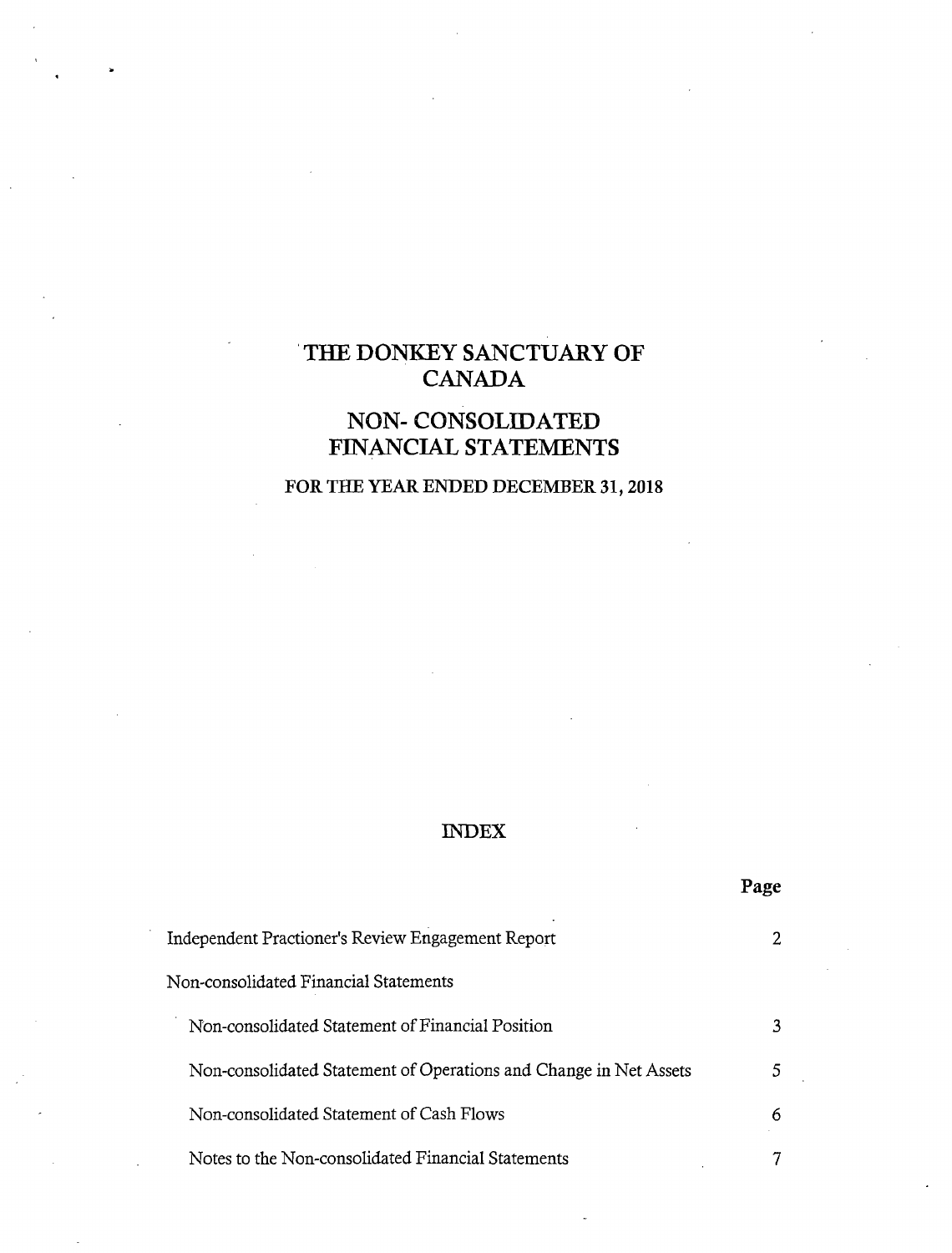# THE DONKEY SANCTUARY OF CANADA

## NON- CONSOLIDATED FINANCIAL STATEMENTS

### FOR THE YEAR ENDED DECEMBER 31, 2018

## INDEX

| | Page |
|---|---|
| Independent Practioner's Review Engagement Report | 2 |
| Non-consolidated Financial Statements | |
| Non-consolidated Statement of Financial Position | 3 |
| Non-consolidated Statement of Operations and Change in Net Assets | 5 |
| Non-consolidated Statement of Cash Flows | 6 |
| Notes to the Non-consolidated Financial Statements | 7 |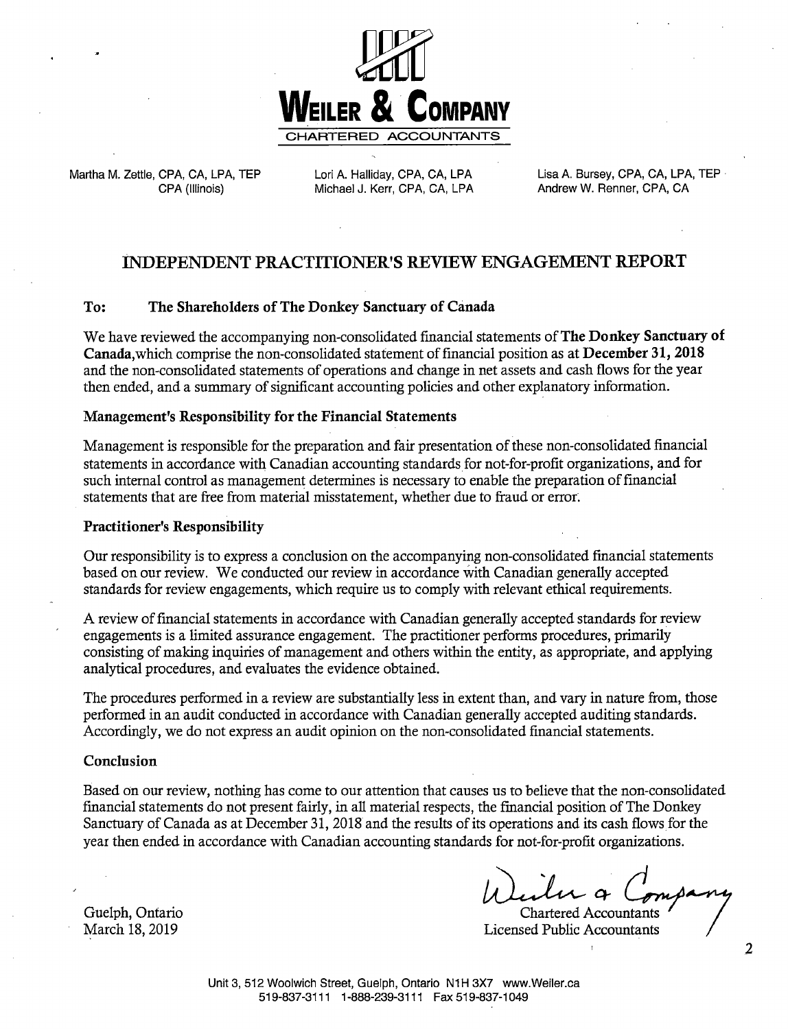**Weiler & Company**
CHARTERED ACCOUNTANTS

Martha M. Zettle, CPA, CA, LPA, TEP
CPA (Illinois)

Lori A. Halliday, CPA, CA, LPA
Michael J. Kerr, CPA, CA, LPA

Lisa A. Bursey, CPA, CA, LPA, TEP
Andrew W. Renner, CPA, CA

# INDEPENDENT PRACTITIONER'S REVIEW ENGAGEMENT REPORT

**To: The Shareholders of The Donkey Sanctuary of Canada**

We have reviewed the accompanying non-consolidated financial statements of **The Donkey Sanctuary of Canada**,which comprise the non-consolidated statement of financial position as at **December 31, 2018** and the non-consolidated statements of operations and change in net assets and cash flows for the year then ended, and a summary of significant accounting policies and other explanatory information.

### Management's Responsibility for the Financial Statements

Management is responsible for the preparation and fair presentation of these non-consolidated financial statements in accordance with Canadian accounting standards for not-for-profit organizations, and for such internal control as management determines is necessary to enable the preparation of financial statements that are free from material misstatement, whether due to fraud or error.

### Practitioner's Responsibility

Our responsibility is to express a conclusion on the accompanying non-consolidated financial statements based on our review. We conducted our review in accordance with Canadian generally accepted standards for review engagements, which require us to comply with relevant ethical requirements.

A review of financial statements in accordance with Canadian generally accepted standards for review engagements is a limited assurance engagement. The practitioner performs procedures, primarily consisting of making inquiries of management and others within the entity, as appropriate, and applying analytical procedures, and evaluates the evidence obtained.

The procedures performed in a review are substantially less in extent than, and vary in nature from, those performed in an audit conducted in accordance with Canadian generally accepted auditing standards. Accordingly, we do not express an audit opinion on the non-consolidated financial statements.

### Conclusion

Based on our review, nothing has come to our attention that causes us to believe that the non-consolidated financial statements do not present fairly, in all material respects, the financial position of The Donkey Sanctuary of Canada as at December 31, 2018 and the results of its operations and its cash flows for the year then ended in accordance with Canadian accounting standards for not-for-profit organizations.

Guelph, Ontario
March 18, 2019

Weiler & Company
Chartered Accountants
Licensed Public Accountants

Unit 3, 512 Woolwich Street, Guelph, Ontario N1H 3X7 www.Weiler.ca
519-837-3111 1-888-239-3111 Fax 519-837-1049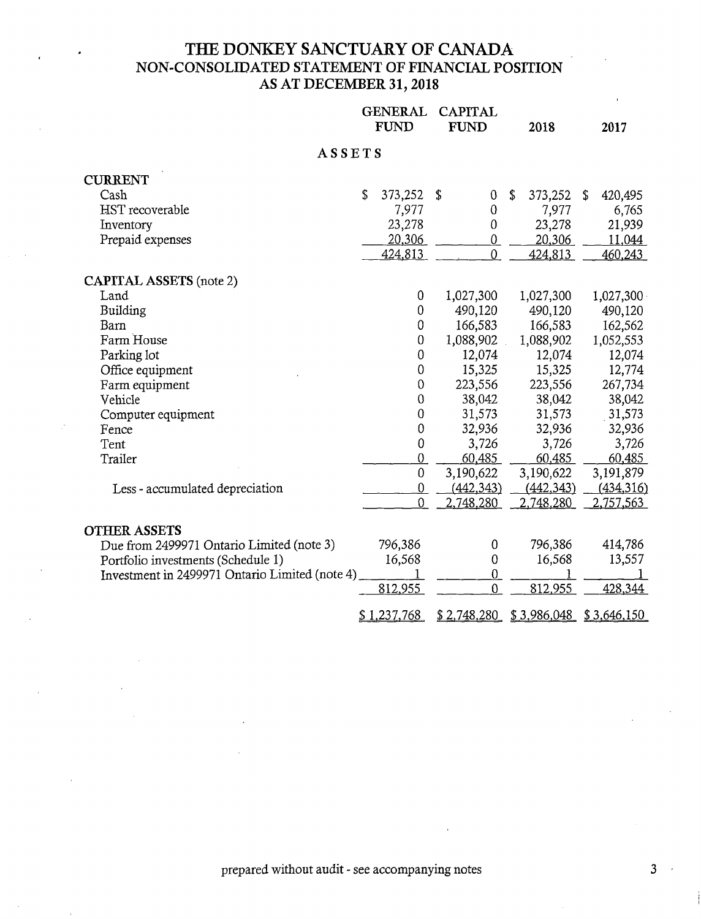# THE DONKEY SANCTUARY OF CANADA
## NON-CONSOLIDATED STATEMENT OF FINANCIAL POSITION
### AS AT DECEMBER 31, 2018

| | GENERAL FUND | CAPITAL FUND | 2018 | 2017 |
|---|---|---|---|---|
| **ASSETS** | | | | |
| **CURRENT** | | | | |
| Cash | $ 373,252 | $ 0 | $ 373,252 | $ 420,495 |
| HST recoverable | 7,977 | 0 | 7,977 | 6,765 |
| Inventory | 23,278 | 0 | 23,278 | 21,939 |
| Prepaid expenses | 20,306 | 0 | 20,306 | 11,044 |
| | 424,813 | 0 | 424,813 | 460,243 |
| **CAPITAL ASSETS** (note 2) | | | | |
| Land | 0 | 1,027,300 | 1,027,300 | 1,027,300 |
| Building | 0 | 490,120 | 490,120 | 490,120 |
| Barn | 0 | 166,583 | 166,583 | 162,562 |
| Farm House | 0 | 1,088,902 | 1,088,902 | 1,052,553 |
| Parking lot | 0 | 12,074 | 12,074 | 12,074 |
| Office equipment | 0 | 15,325 | 15,325 | 12,774 |
| Farm equipment | 0 | 223,556 | 223,556 | 267,734 |
| Vehicle | 0 | 38,042 | 38,042 | 38,042 |
| Computer equipment | 0 | 31,573 | 31,573 | 31,573 |
| Fence | 0 | 32,936 | 32,936 | 32,936 |
| Tent | 0 | 3,726 | 3,726 | 3,726 |
| Trailer | 0 | 60,485 | 60,485 | 60,485 |
| | 0 | 3,190,622 | 3,190,622 | 3,191,879 |
| Less - accumulated depreciation | 0 | (442,343) | (442,343) | (434,316) |
| | 0 | 2,748,280 | 2,748,280 | 2,757,563 |
| **OTHER ASSETS** | | | | |
| Due from 2499971 Ontario Limited (note 3) | 796,386 | 0 | 796,386 | 414,786 |
| Portfolio investments (Schedule 1) | 16,568 | 0 | 16,568 | 13,557 |
| Investment in 2499971 Ontario Limited (note 4) | 1 | 0 | 1 | 1 |
| | 812,955 | 0 | 812,955 | 428,344 |
| | $ 1,237,768 | $ 2,748,280 | $ 3,986,048 | $ 3,646,150 |

prepared without audit - see accompanying notes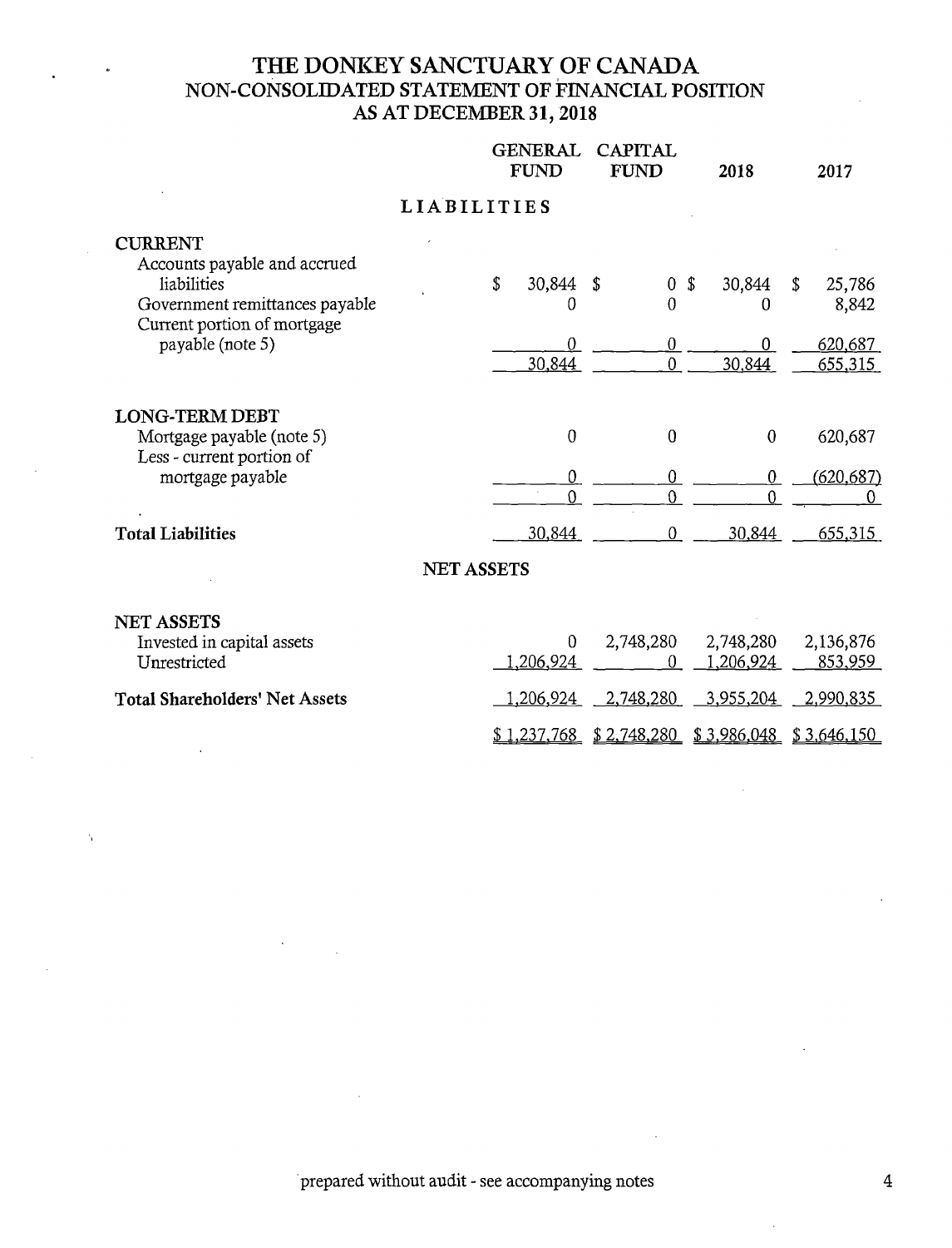# THE DONKEY SANCTUARY OF CANADA
## NON-CONSOLIDATED STATEMENT OF FINANCIAL POSITION
## AS AT DECEMBER 31, 2018

| | GENERAL FUND | CAPITAL FUND | 2018 | 2017 |
|---|---|---|---|---|
| **LIABILITIES** | | | | |
| **CURRENT** | | | | |
| Accounts payable and accrued liabilities | $ 30,844 | $ 0 | $ 30,844 | $ 25,786 |
| Government remittances payable | 0 | 0 | 0 | 8,842 |
| Current portion of mortgage payable (note 5) | 0 | 0 | 0 | 620,687 |
| | 30,844 | 0 | 30,844 | 655,315 |
| **LONG-TERM DEBT** | | | | |
| Mortgage payable (note 5) | 0 | 0 | 0 | 620,687 |
| Less - current portion of mortgage payable | 0 | 0 | 0 | (620,687) |
| | 0 | 0 | 0 | 0 |
| **Total Liabilities** | 30,844 | 0 | 30,844 | 655,315 |
| **NET ASSETS** | | | | |
| **NET ASSETS** | | | | |
| Invested in capital assets | 0 | 2,748,280 | 2,748,280 | 2,136,876 |
| Unrestricted | 1,206,924 | 0 | 1,206,924 | 853,959 |
| **Total Shareholders' Net Assets** | 1,206,924 | 2,748,280 | 3,955,204 | 2,990,835 |
| | $ 1,237,768 | $ 2,748,280 | $ 3,986,048 | $ 3,646,150 |

prepared without audit - see accompanying notes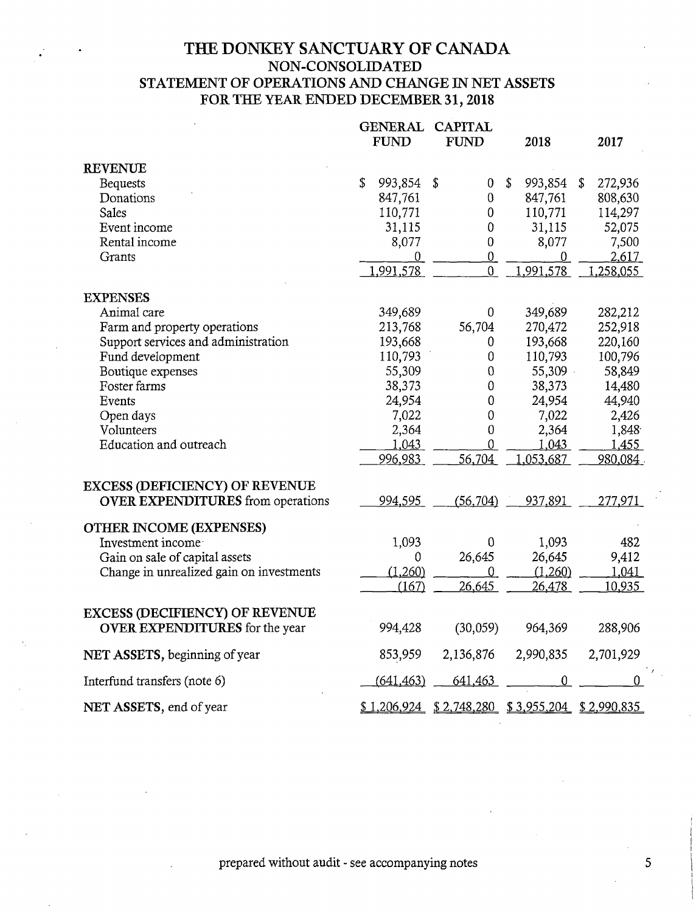# THE DONKEY SANCTUARY OF CANADA

## NON-CONSOLIDATED

## STATEMENT OF OPERATIONS AND CHANGE IN NET ASSETS

## FOR THE YEAR ENDED DECEMBER 31, 2018

| | GENERAL FUND | CAPITAL FUND | 2018 | 2017 |
|---|---|---|---|---|
| **REVENUE** | | | | |
| Bequests | $ 993,854 | $ 0 | $ 993,854 | $ 272,936 |
| Donations | 847,761 | 0 | 847,761 | 808,630 |
| Sales | 110,771 | 0 | 110,771 | 114,297 |
| Event income | 31,115 | 0 | 31,115 | 52,075 |
| Rental income | 8,077 | 0 | 8,077 | 7,500 |
| Grants | 0 | 0 | 0 | 2,617 |
| | 1,991,578 | 0 | 1,991,578 | 1,258,055 |
| **EXPENSES** | | | | |
| Animal care | 349,689 | 0 | 349,689 | 282,212 |
| Farm and property operations | 213,768 | 56,704 | 270,472 | 252,918 |
| Support services and administration | 193,668 | 0 | 193,668 | 220,160 |
| Fund development | 110,793 | 0 | 110,793 | 100,796 |
| Boutique expenses | 55,309 | 0 | 55,309 | 58,849 |
| Foster farms | 38,373 | 0 | 38,373 | 14,480 |
| Events | 24,954 | 0 | 24,954 | 44,940 |
| Open days | 7,022 | 0 | 7,022 | 2,426 |
| Volunteers | 2,364 | 0 | 2,364 | 1,848 |
| Education and outreach | 1,043 | 0 | 1,043 | 1,455 |
| | 996,983 | 56,704 | 1,053,687 | 980,084 |
| **EXCESS (DEFICIENCY) OF REVENUE OVER EXPENDITURES** from operations | 994,595 | (56,704) | 937,891 | 277,971 |
| **OTHER INCOME (EXPENSES)** | | | | |
| Investment income | 1,093 | 0 | 1,093 | 482 |
| Gain on sale of capital assets | 0 | 26,645 | 26,645 | 9,412 |
| Change in unrealized gain on investments | (1,260) | 0 | (1,260) | 1,041 |
| | (167) | 26,645 | 26,478 | 10,935 |
| **EXCESS (DECIFIENCY) OF REVENUE OVER EXPENDITURES** for the year | 994,428 | (30,059) | 964,369 | 288,906 |
| **NET ASSETS**, beginning of year | 853,959 | 2,136,876 | 2,990,835 | 2,701,929 |
| Interfund transfers (note 6) | (641,463) | 641,463 | 0 | 0 |
| **NET ASSETS**, end of year | $ 1,206,924 | $ 2,748,280 | $ 3,955,204 | $ 2,990,835 |

prepared without audit - see accompanying notes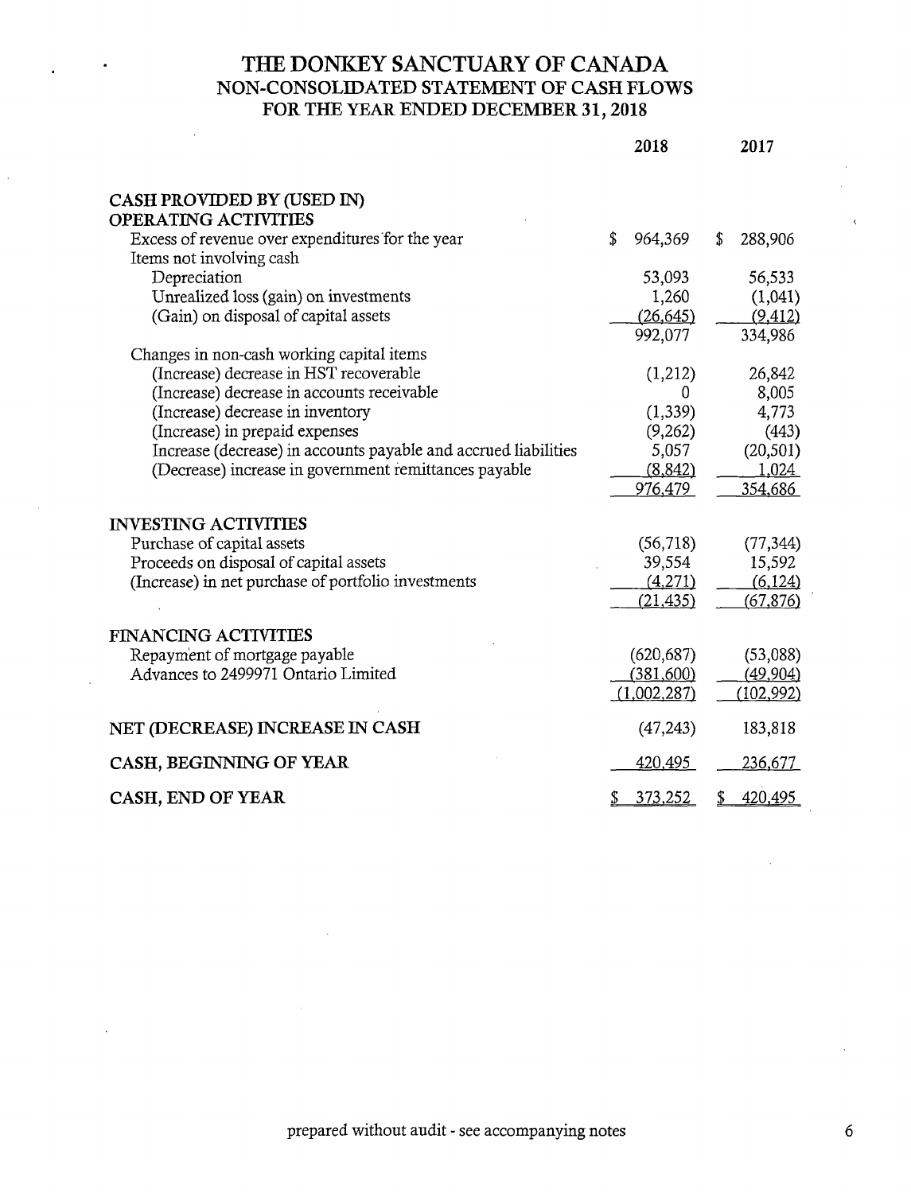# THE DONKEY SANCTUARY OF CANADA
## NON-CONSOLIDATED STATEMENT OF CASH FLOWS
## FOR THE YEAR ENDED DECEMBER 31, 2018

| | 2018 | 2017 |
|---|---|---|
| **CASH PROVIDED BY (USED IN)** | | |
| **OPERATING ACTIVITIES** | | |
| Excess of revenue over expenditures for the year | $ 964,369 | $ 288,906 |
| Items not involving cash | | |
| Depreciation | 53,093 | 56,533 |
| Unrealized loss (gain) on investments | 1,260 | (1,041) |
| (Gain) on disposal of capital assets | (26,645) | (9,412) |
| | 992,077 | 334,986 |
| Changes in non-cash working capital items | | |
| (Increase) decrease in HST recoverable | (1,212) | 26,842 |
| (Increase) decrease in accounts receivable | 0 | 8,005 |
| (Increase) decrease in inventory | (1,339) | 4,773 |
| (Increase) in prepaid expenses | (9,262) | (443) |
| Increase (decrease) in accounts payable and accrued liabilities | 5,057 | (20,501) |
| (Decrease) increase in government remittances payable | (8,842) | 1,024 |
| | 976,479 | 354,686 |
| **INVESTING ACTIVITIES** | | |
| Purchase of capital assets | (56,718) | (77,344) |
| Proceeds on disposal of capital assets | 39,554 | 15,592 |
| (Increase) in net purchase of portfolio investments | (4,271) | (6,124) |
| | (21,435) | (67,876) |
| **FINANCING ACTIVITIES** | | |
| Repayment of mortgage payable | (620,687) | (53,088) |
| Advances to 2499971 Ontario Limited | (381,600) | (49,904) |
| | (1,002,287) | (102,992) |
| **NET (DECREASE) INCREASE IN CASH** | (47,243) | 183,818 |
| **CASH, BEGINNING OF YEAR** | 420,495 | 236,677 |
| **CASH, END OF YEAR** | $ 373,252 | $ 420,495 |

prepared without audit - see accompanying notes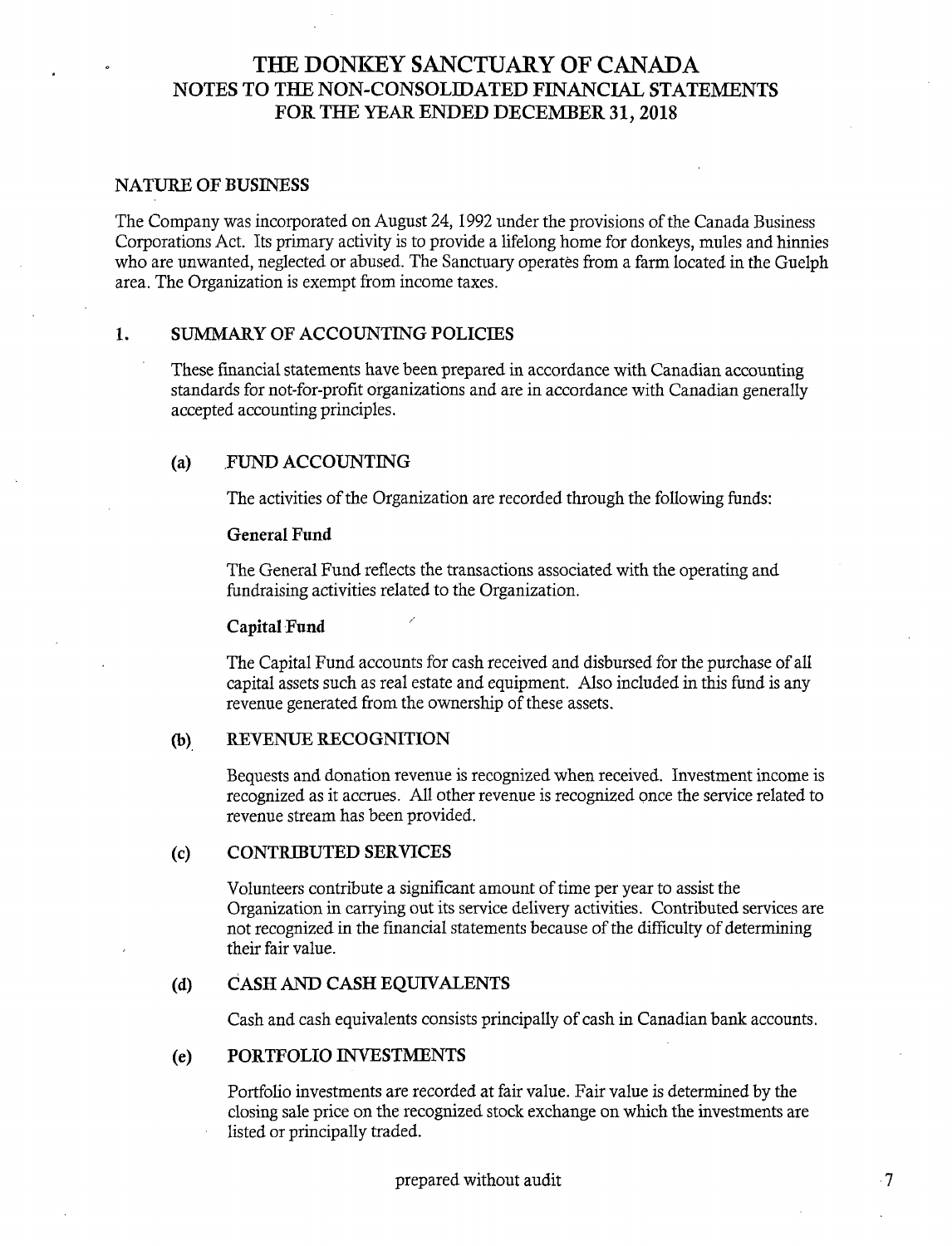# THE DONKEY SANCTUARY OF CANADA
## NOTES TO THE NON-CONSOLIDATED FINANCIAL STATEMENTS
## FOR THE YEAR ENDED DECEMBER 31, 2018

### NATURE OF BUSINESS

The Company was incorporated on August 24, 1992 under the provisions of the Canada Business Corporations Act. Its primary activity is to provide a lifelong home for donkeys, mules and hinnies who are unwanted, neglected or abused. The Sanctuary operates from a farm located in the Guelph area. The Organization is exempt from income taxes.

### 1. SUMMARY OF ACCOUNTING POLICIES

These financial statements have been prepared in accordance with Canadian accounting standards for not-for-profit organizations and are in accordance with Canadian generally accepted accounting principles.

#### (a) FUND ACCOUNTING

The activities of the Organization are recorded through the following funds:

**General Fund**

The General Fund reflects the transactions associated with the operating and fundraising activities related to the Organization.

**Capital Fund**

The Capital Fund accounts for cash received and disbursed for the purchase of all capital assets such as real estate and equipment. Also included in this fund is any revenue generated from the ownership of these assets.

#### (b) REVENUE RECOGNITION

Bequests and donation revenue is recognized when received. Investment income is recognized as it accrues. All other revenue is recognized once the service related to revenue stream has been provided.

#### (c) CONTRIBUTED SERVICES

Volunteers contribute a significant amount of time per year to assist the Organization in carrying out its service delivery activities. Contributed services are not recognized in the financial statements because of the difficulty of determining their fair value.

#### (d) CASH AND CASH EQUIVALENTS

Cash and cash equivalents consists principally of cash in Canadian bank accounts.

#### (e) PORTFOLIO INVESTMENTS

Portfolio investments are recorded at fair value. Fair value is determined by the closing sale price on the recognized stock exchange on which the investments are listed or principally traded.

prepared without audit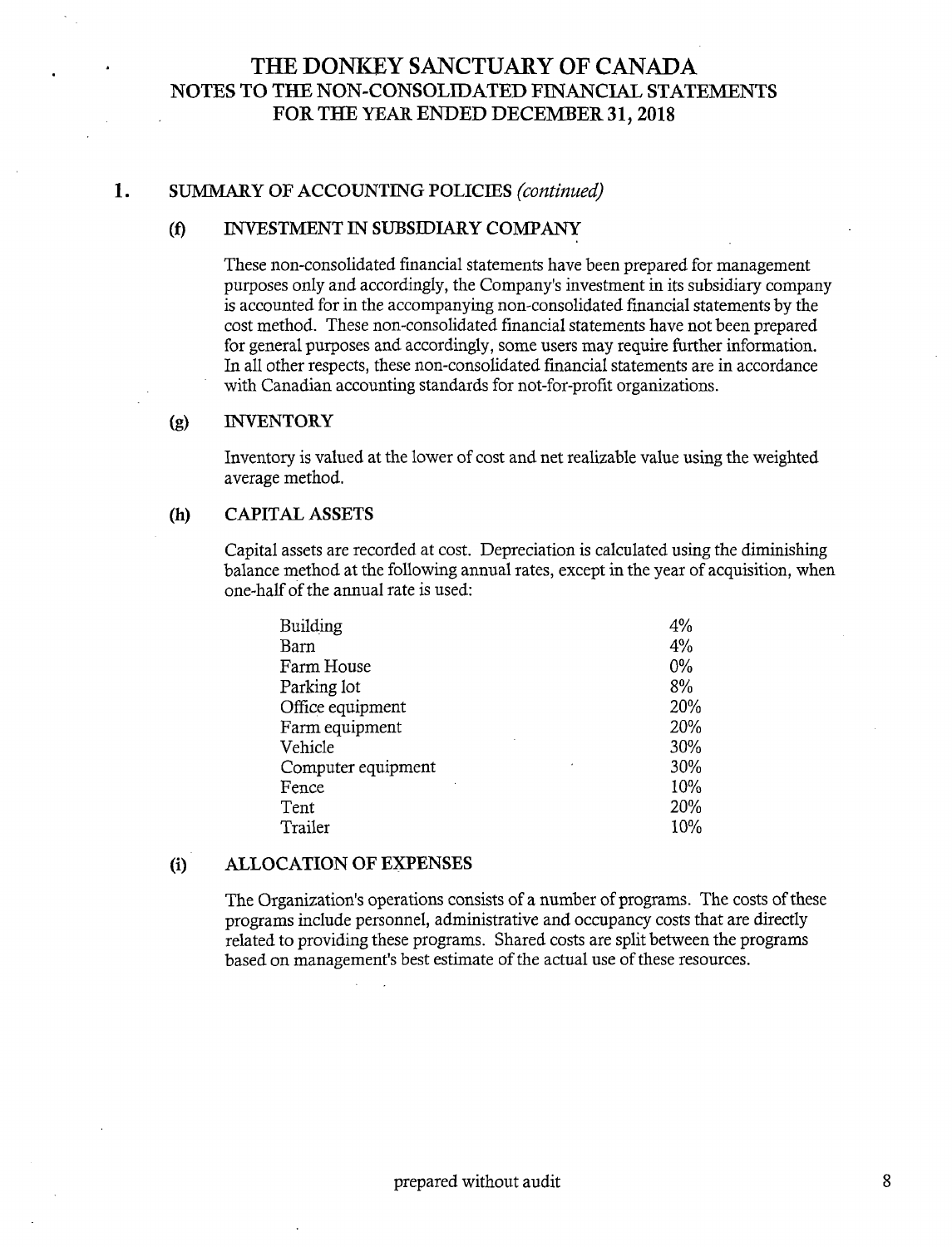# THE DONKEY SANCTUARY OF CANADA
## NOTES TO THE NON-CONSOLIDATED FINANCIAL STATEMENTS
## FOR THE YEAR ENDED DECEMBER 31, 2018

### 1. SUMMARY OF ACCOUNTING POLICIES *(continued)*

#### (f) INVESTMENT IN SUBSIDIARY COMPANY

These non-consolidated financial statements have been prepared for management purposes only and accordingly, the Company's investment in its subsidiary company is accounted for in the accompanying non-consolidated financial statements by the cost method. These non-consolidated financial statements have not been prepared for general purposes and accordingly, some users may require further information. In all other respects, these non-consolidated financial statements are in accordance with Canadian accounting standards for not-for-profit organizations.

#### (g) INVENTORY

Inventory is valued at the lower of cost and net realizable value using the weighted average method.

#### (h) CAPITAL ASSETS

Capital assets are recorded at cost. Depreciation is calculated using the diminishing balance method at the following annual rates, except in the year of acquisition, when one-half of the annual rate is used:

| | |
|---|---|
| Building | 4% |
| Barn | 4% |
| Farm House | 0% |
| Parking lot | 8% |
| Office equipment | 20% |
| Farm equipment | 20% |
| Vehicle | 30% |
| Computer equipment | 30% |
| Fence | 10% |
| Tent | 20% |
| Trailer | 10% |

#### (i) ALLOCATION OF EXPENSES

The Organization's operations consists of a number of programs. The costs of these programs include personnel, administrative and occupancy costs that are directly related to providing these programs. Shared costs are split between the programs based on management's best estimate of the actual use of these resources.

prepared without audit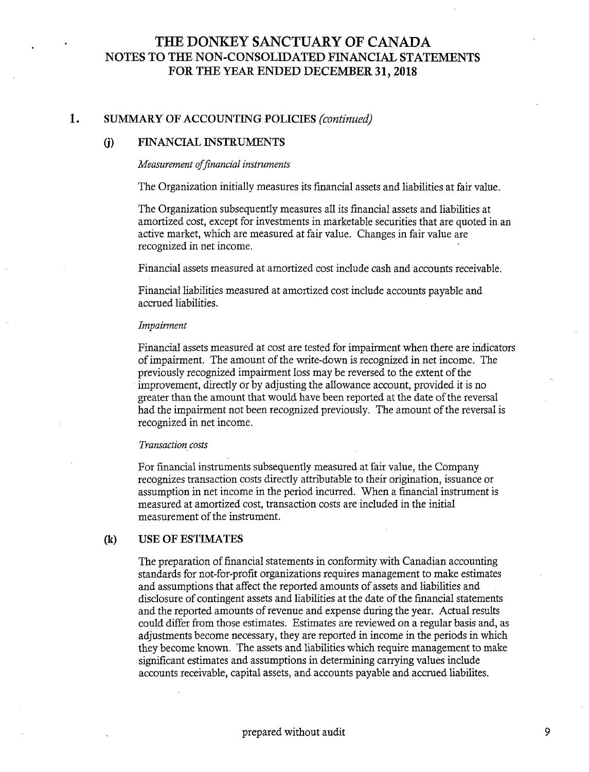# THE DONKEY SANCTUARY OF CANADA
## NOTES TO THE NON-CONSOLIDATED FINANCIAL STATEMENTS
## FOR THE YEAR ENDED DECEMBER 31, 2018

### 1. SUMMARY OF ACCOUNTING POLICIES *(continued)*

#### (j) FINANCIAL INSTRUMENTS

*Measurement of financial instruments*

The Organization initially measures its financial assets and liabilities at fair value.

The Organization subsequently measures all its financial assets and liabilities at amortized cost, except for investments in marketable securities that are quoted in an active market, which are measured at fair value. Changes in fair value are recognized in net income.

Financial assets measured at amortized cost include cash and accounts receivable.

Financial liabilities measured at amortized cost include accounts payable and accrued liabilities.

*Impairment*

Financial assets measured at cost are tested for impairment when there are indicators of impairment. The amount of the write-down is recognized in net income. The previously recognized impairment loss may be reversed to the extent of the improvement, directly or by adjusting the allowance account, provided it is no greater than the amount that would have been reported at the date of the reversal had the impairment not been recognized previously. The amount of the reversal is recognized in net income.

*Transaction costs*

For financial instruments subsequently measured at fair value, the Company recognizes transaction costs directly attributable to their origination, issuance or assumption in net income in the period incurred. When a financial instrument is measured at amortized cost, transaction costs are included in the initial measurement of the instrument.

#### (k) USE OF ESTIMATES

The preparation of financial statements in conformity with Canadian accounting standards for not-for-profit organizations requires management to make estimates and assumptions that affect the reported amounts of assets and liabilities and disclosure of contingent assets and liabilities at the date of the financial statements and the reported amounts of revenue and expense during the year. Actual results could differ from those estimates. Estimates are reviewed on a regular basis and, as adjustments become necessary, they are reported in income in the periods in which they become known. The assets and liabilities which require management to make significant estimates and assumptions in determining carrying values include accounts receivable, capital assets, and accounts payable and accrued liabilites.

prepared without audit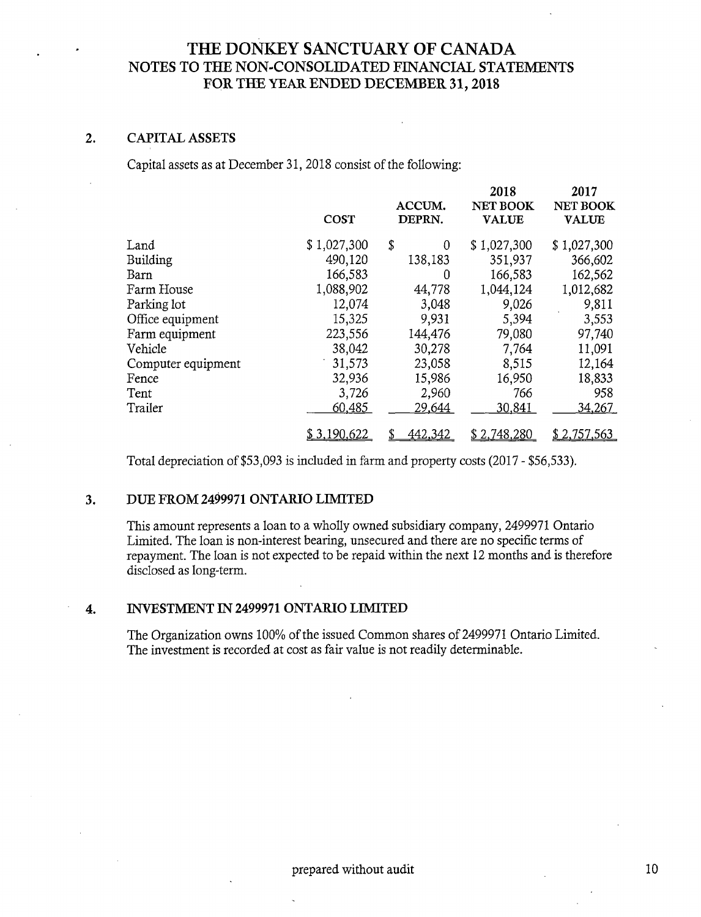# THE DONKEY SANCTUARY OF CANADA
## NOTES TO THE NON-CONSOLIDATED FINANCIAL STATEMENTS
## FOR THE YEAR ENDED DECEMBER 31, 2018

### 2. CAPITAL ASSETS

Capital assets as at December 31, 2018 consist of the following:

| | COST | ACCUM. DEPRN. | 2018 NET BOOK VALUE | 2017 NET BOOK VALUE |
|---|---|---|---|---|
| Land | $ 1,027,300 | $ 0 | $ 1,027,300 | $ 1,027,300 |
| Building | 490,120 | 138,183 | 351,937 | 366,602 |
| Barn | 166,583 | 0 | 166,583 | 162,562 |
| Farm House | 1,088,902 | 44,778 | 1,044,124 | 1,012,682 |
| Parking lot | 12,074 | 3,048 | 9,026 | 9,811 |
| Office equipment | 15,325 | 9,931 | 5,394 | 3,553 |
| Farm equipment | 223,556 | 144,476 | 79,080 | 97,740 |
| Vehicle | 38,042 | 30,278 | 7,764 | 11,091 |
| Computer equipment | 31,573 | 23,058 | 8,515 | 12,164 |
| Fence | 32,936 | 15,986 | 16,950 | 18,833 |
| Tent | 3,726 | 2,960 | 766 | 958 |
| Trailer | 60,485 | 29,644 | 30,841 | 34,267 |
| | $ 3,190,622 | $ 442,342 | $ 2,748,280 | $ 2,757,563 |

Total depreciation of $53,093 is included in farm and property costs (2017 - $56,533).

### 3. DUE FROM 2499971 ONTARIO LIMITED

This amount represents a loan to a wholly owned subsidiary company, 2499971 Ontario Limited. The loan is non-interest bearing, unsecured and there are no specific terms of repayment. The loan is not expected to be repaid within the next 12 months and is therefore disclosed as long-term.

### 4. INVESTMENT IN 2499971 ONTARIO LIMITED

The Organization owns 100% of the issued Common shares of 2499971 Ontario Limited. The investment is recorded at cost as fair value is not readily determinable.

prepared without audit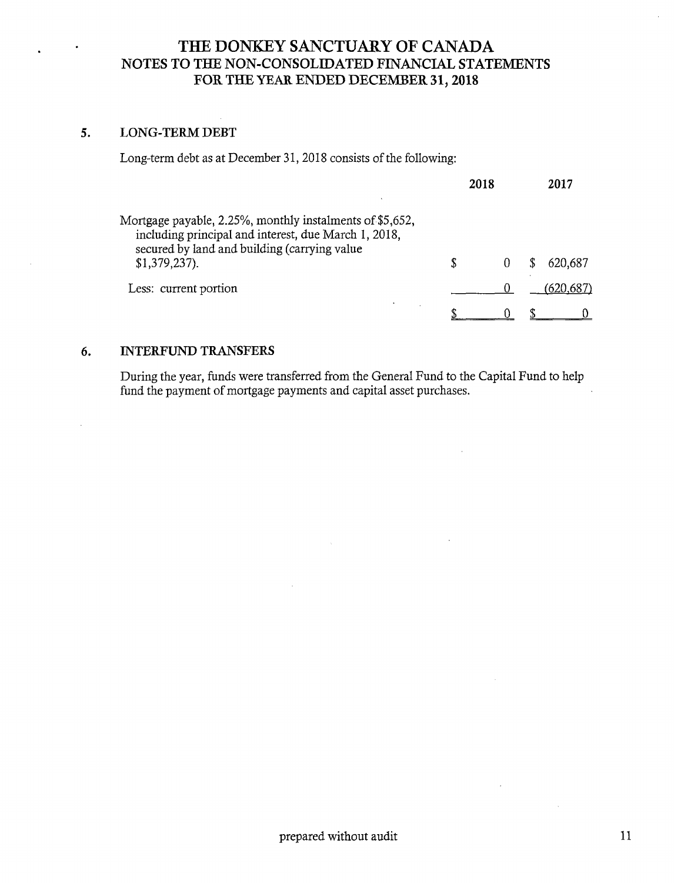# THE DONKEY SANCTUARY OF CANADA
## NOTES TO THE NON-CONSOLIDATED FINANCIAL STATEMENTS
## FOR THE YEAR ENDED DECEMBER 31, 2018

### 5. LONG-TERM DEBT

Long-term debt as at December 31, 2018 consists of the following:

| | 2018 | 2017 |
|---|---|---|
| Mortgage payable, 2.25%, monthly instalments of $5,652, including principal and interest, due March 1, 2018, secured by land and building (carrying value $1,379,237). | $ 0 | $ 620,687 |
| Less: current portion | 0 | (620,687) |
| | $ 0 | $ 0 |

### 6. INTERFUND TRANSFERS

During the year, funds were transferred from the General Fund to the Capital Fund to help fund the payment of mortgage payments and capital asset purchases.

prepared without audit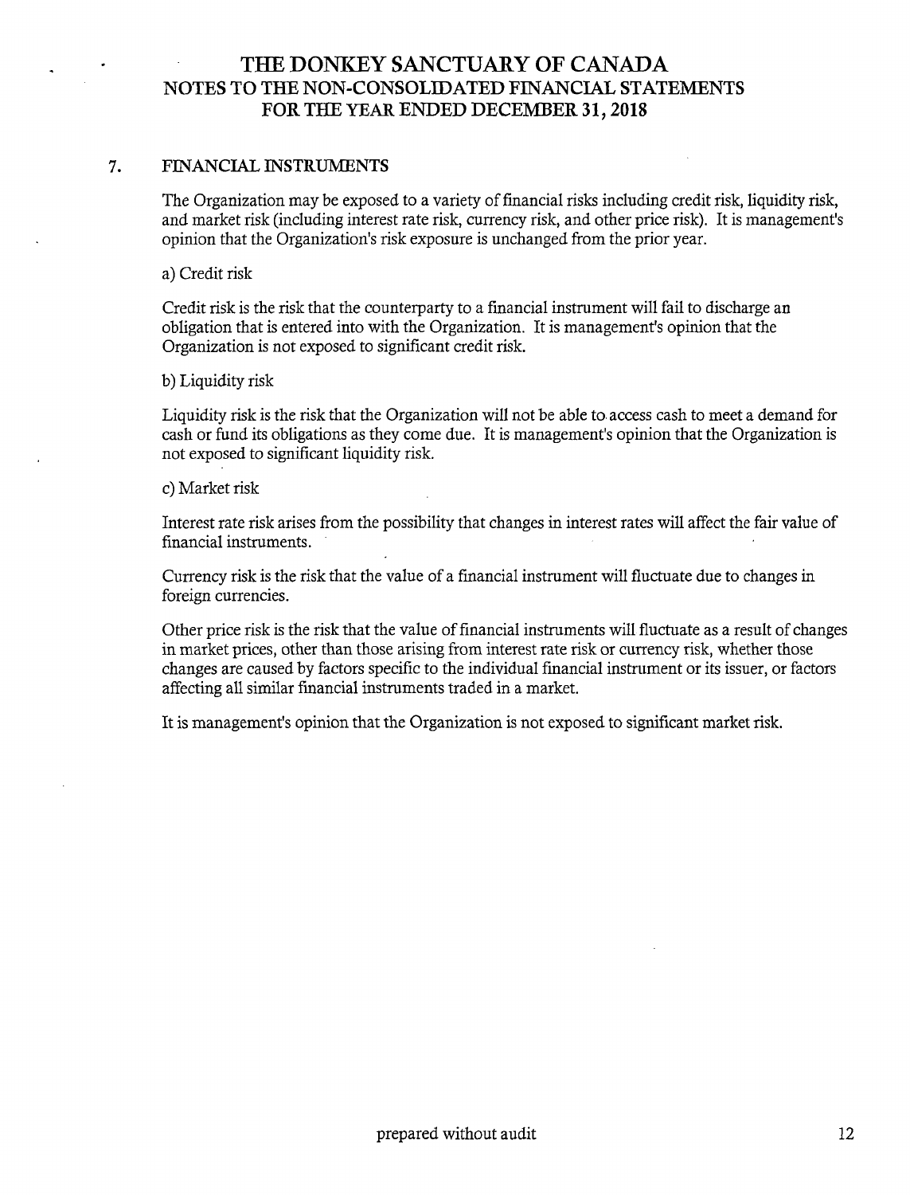# THE DONKEY SANCTUARY OF CANADA
## NOTES TO THE NON-CONSOLIDATED FINANCIAL STATEMENTS
## FOR THE YEAR ENDED DECEMBER 31, 2018

### 7. FINANCIAL INSTRUMENTS

The Organization may be exposed to a variety of financial risks including credit risk, liquidity risk, and market risk (including interest rate risk, currency risk, and other price risk). It is management's opinion that the Organization's risk exposure is unchanged from the prior year.

a) Credit risk

Credit risk is the risk that the counterparty to a financial instrument will fail to discharge an obligation that is entered into with the Organization. It is management's opinion that the Organization is not exposed to significant credit risk.

b) Liquidity risk

Liquidity risk is the risk that the Organization will not be able to access cash to meet a demand for cash or fund its obligations as they come due. It is management's opinion that the Organization is not exposed to significant liquidity risk.

c) Market risk

Interest rate risk arises from the possibility that changes in interest rates will affect the fair value of financial instruments.

Currency risk is the risk that the value of a financial instrument will fluctuate due to changes in foreign currencies.

Other price risk is the risk that the value of financial instruments will fluctuate as a result of changes in market prices, other than those arising from interest rate risk or currency risk, whether those changes are caused by factors specific to the individual financial instrument or its issuer, or factors affecting all similar financial instruments traded in a market.

It is management's opinion that the Organization is not exposed to significant market risk.

prepared without audit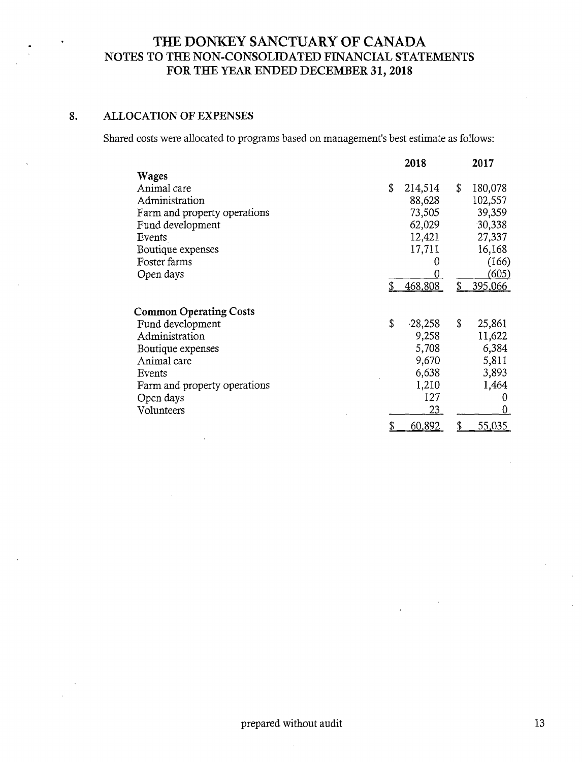# THE DONKEY SANCTUARY OF CANADA
## NOTES TO THE NON-CONSOLIDATED FINANCIAL STATEMENTS
## FOR THE YEAR ENDED DECEMBER 31, 2018

### 8. ALLOCATION OF EXPENSES

Shared costs were allocated to programs based on management's best estimate as follows:

| | 2018 | 2017 |
|---|---|---|
| **Wages** | | |
| Animal care | $ 214,514 | $ 180,078 |
| Administration | 88,628 | 102,557 |
| Farm and property operations | 73,505 | 39,359 |
| Fund development | 62,029 | 30,338 |
| Events | 12,421 | 27,337 |
| Boutique expenses | 17,711 | 16,168 |
| Foster farms | 0 | (166) |
| Open days | 0 | (605) |
| | $ 468,808 | $ 395,066 |
| **Common Operating Costs** | | |
| Fund development | $ 28,258 | $ 25,861 |
| Administration | 9,258 | 11,622 |
| Boutique expenses | 5,708 | 6,384 |
| Animal care | 9,670 | 5,811 |
| Events | 6,638 | 3,893 |
| Farm and property operations | 1,210 | 1,464 |
| Open days | 127 | 0 |
| Volunteers | 23 | 0 |
| | $ 60,892 | $ 55,035 |

prepared without audit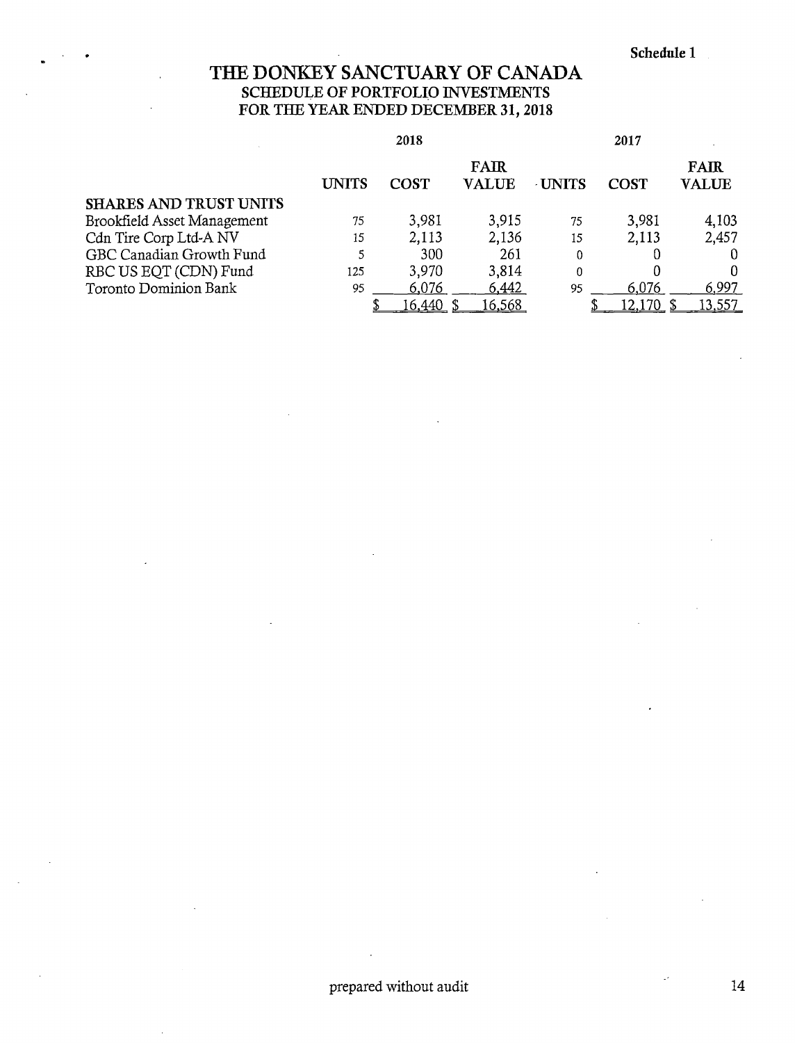Schedule 1

# THE DONKEY SANCTUARY OF CANADA
## SCHEDULE OF PORTFOLIO INVESTMENTS
## FOR THE YEAR ENDED DECEMBER 31, 2018

| | 2018 | | | 2017 | | |
|---|---|---|---|---|---|---|
| | UNITS | COST | FAIR VALUE | UNITS | COST | FAIR VALUE |
| **SHARES AND TRUST UNITS** | | | | | | |
| Brookfield Asset Management | 75 | 3,981 | 3,915 | 75 | 3,981 | 4,103 |
| Cdn Tire Corp Ltd-A NV | 15 | 2,113 | 2,136 | 15 | 2,113 | 2,457 |
| GBC Canadian Growth Fund | 5 | 300 | 261 | 0 | 0 | 0 |
| RBC US EQT (CDN) Fund | 125 | 3,970 | 3,814 | 0 | 0 | 0 |
| Toronto Dominion Bank | 95 | 6,076 | 6,442 | 95 | 6,076 | 6,997 |
| | | $ 16,440 | $ 16,568 | | $ 12,170 | $ 13,557 |

prepared without audit